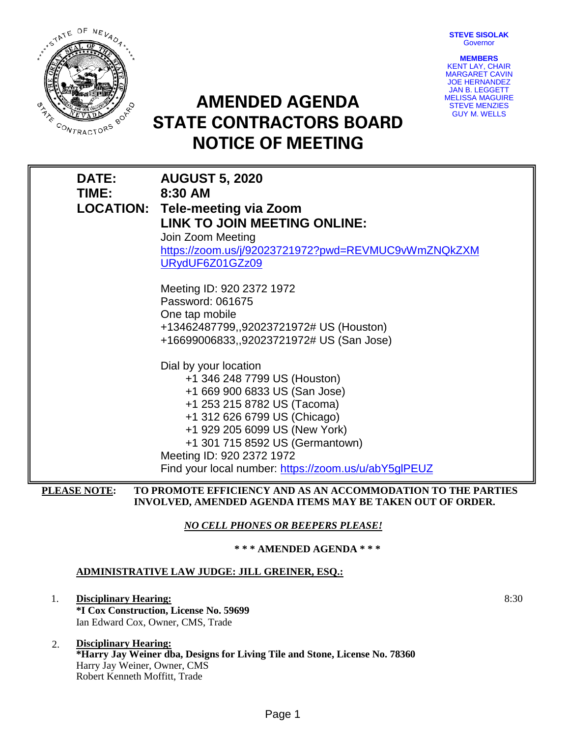STEVE SISOLAK
Governor

**MEMBERS**
KENT LAY, CHAIR
MARGARET CAVIN
JOE HERNANDEZ
JAN B. LEGGETT
MELISSA MAGUIRE
STEVE MENZIES
GUY M. WELLS

# AMENDED AGENDA
# STATE CONTRACTORS BOARD
# NOTICE OF MEETING

**DATE:** **AUGUST 5, 2020**
**TIME:** **8:30 AM**
**LOCATION:** **Tele-meeting via Zoom**
**LINK TO JOIN MEETING ONLINE:**

Join Zoom Meeting
https://zoom.us/j/92023721972?pwd=REVMUC9vWmZNQkZXMURydUF6Z01GZz09

Meeting ID: 920 2372 1972
Password: 061675
One tap mobile
+13462487799,,92023721972# US (Houston)
+16699006833,,92023721972# US (San Jose)

Dial by your location
+1 346 248 7799 US (Houston)
+1 669 900 6833 US (San Jose)
+1 253 215 8782 US (Tacoma)
+1 312 626 6799 US (Chicago)
+1 929 205 6099 US (New York)
+1 301 715 8592 US (Germantown)
Meeting ID: 920 2372 1972
Find your local number: https://zoom.us/u/abY5glPEUZ

**PLEASE NOTE:** **TO PROMOTE EFFICIENCY AND AS AN ACCOMMODATION TO THE PARTIES INVOLVED, AMENDED AGENDA ITEMS MAY BE TAKEN OUT OF ORDER.**

***NO CELL PHONES OR BEEPERS PLEASE!***

**\* \* \* AMENDED AGENDA \* \* \***

**ADMINISTRATIVE LAW JUDGE: JILL GREINER, ESQ.:**

1. **Disciplinary Hearing:** 8:30
   **\*I Cox Construction, License No. 59699**
   Ian Edward Cox, Owner, CMS, Trade

2. **Disciplinary Hearing:**
   **\*Harry Jay Weiner dba, Designs for Living Tile and Stone, License No. 78360**
   Harry Jay Weiner, Owner, CMS
   Robert Kenneth Moffitt, Trade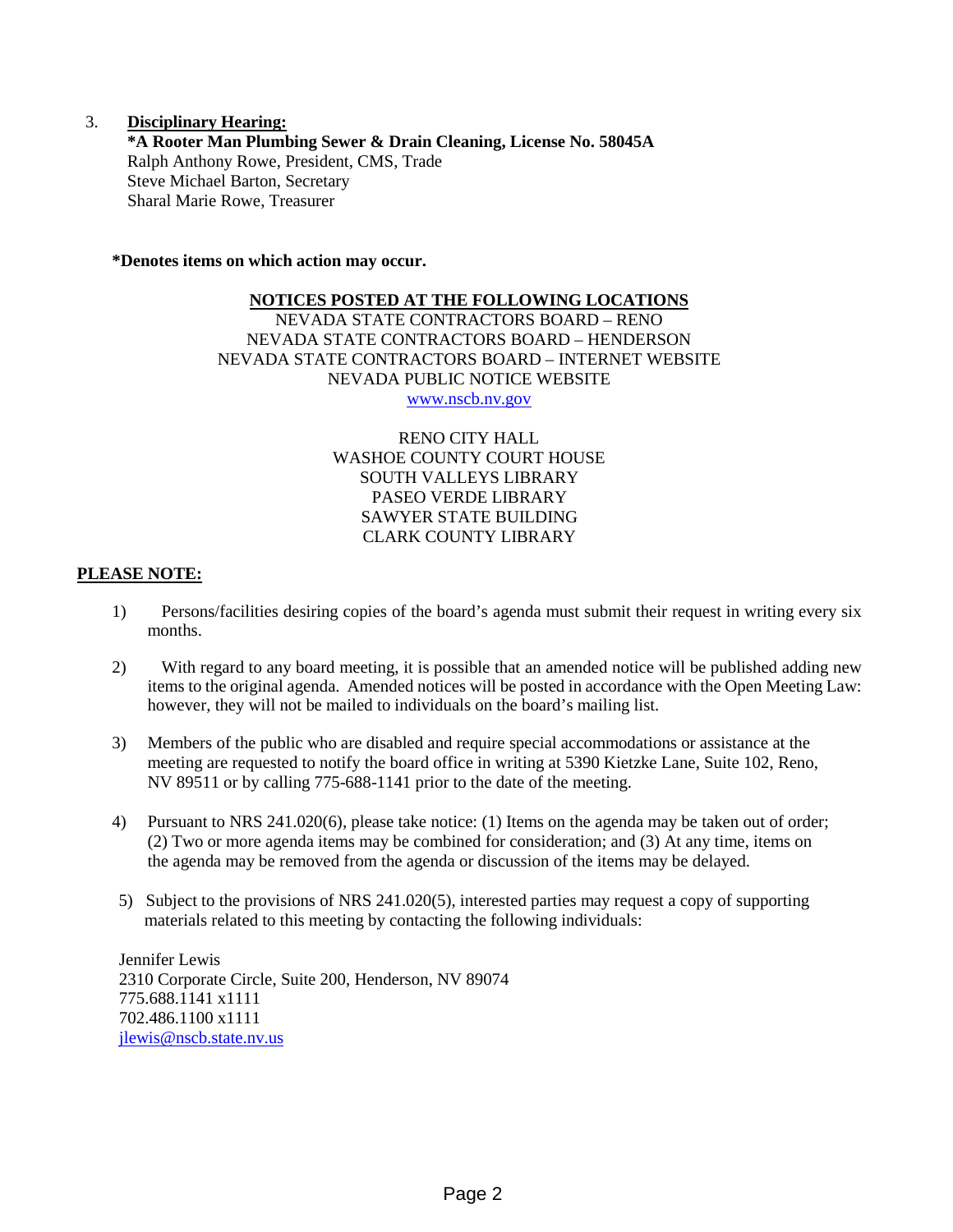3. **Disciplinary Hearing:**
   **\*A Rooter Man Plumbing Sewer & Drain Cleaning, License No. 58045A**
   Ralph Anthony Rowe, President, CMS, Trade
   Steve Michael Barton, Secretary
   Sharal Marie Rowe, Treasurer

**\*Denotes items on which action may occur.**

**NOTICES POSTED AT THE FOLLOWING LOCATIONS**

NEVADA STATE CONTRACTORS BOARD – RENO
NEVADA STATE CONTRACTORS BOARD – HENDERSON
NEVADA STATE CONTRACTORS BOARD – INTERNET WEBSITE
NEVADA PUBLIC NOTICE WEBSITE
www.nscb.nv.gov

RENO CITY HALL
WASHOE COUNTY COURT HOUSE
SOUTH VALLEYS LIBRARY
PASEO VERDE LIBRARY
SAWYER STATE BUILDING
CLARK COUNTY LIBRARY

**PLEASE NOTE:**

1) Persons/facilities desiring copies of the board's agenda must submit their request in writing every six months.

2) With regard to any board meeting, it is possible that an amended notice will be published adding new items to the original agenda. Amended notices will be posted in accordance with the Open Meeting Law: however, they will not be mailed to individuals on the board's mailing list.

3) Members of the public who are disabled and require special accommodations or assistance at the meeting are requested to notify the board office in writing at 5390 Kietzke Lane, Suite 102, Reno, NV 89511 or by calling 775-688-1141 prior to the date of the meeting.

4) Pursuant to NRS 241.020(6), please take notice: (1) Items on the agenda may be taken out of order; (2) Two or more agenda items may be combined for consideration; and (3) At any time, items on the agenda may be removed from the agenda or discussion of the items may be delayed.

5) Subject to the provisions of NRS 241.020(5), interested parties may request a copy of supporting materials related to this meeting by contacting the following individuals:

Jennifer Lewis
2310 Corporate Circle, Suite 200, Henderson, NV 89074
775.688.1141 x1111
702.486.1100 x1111
jlewis@nscb.state.nv.us